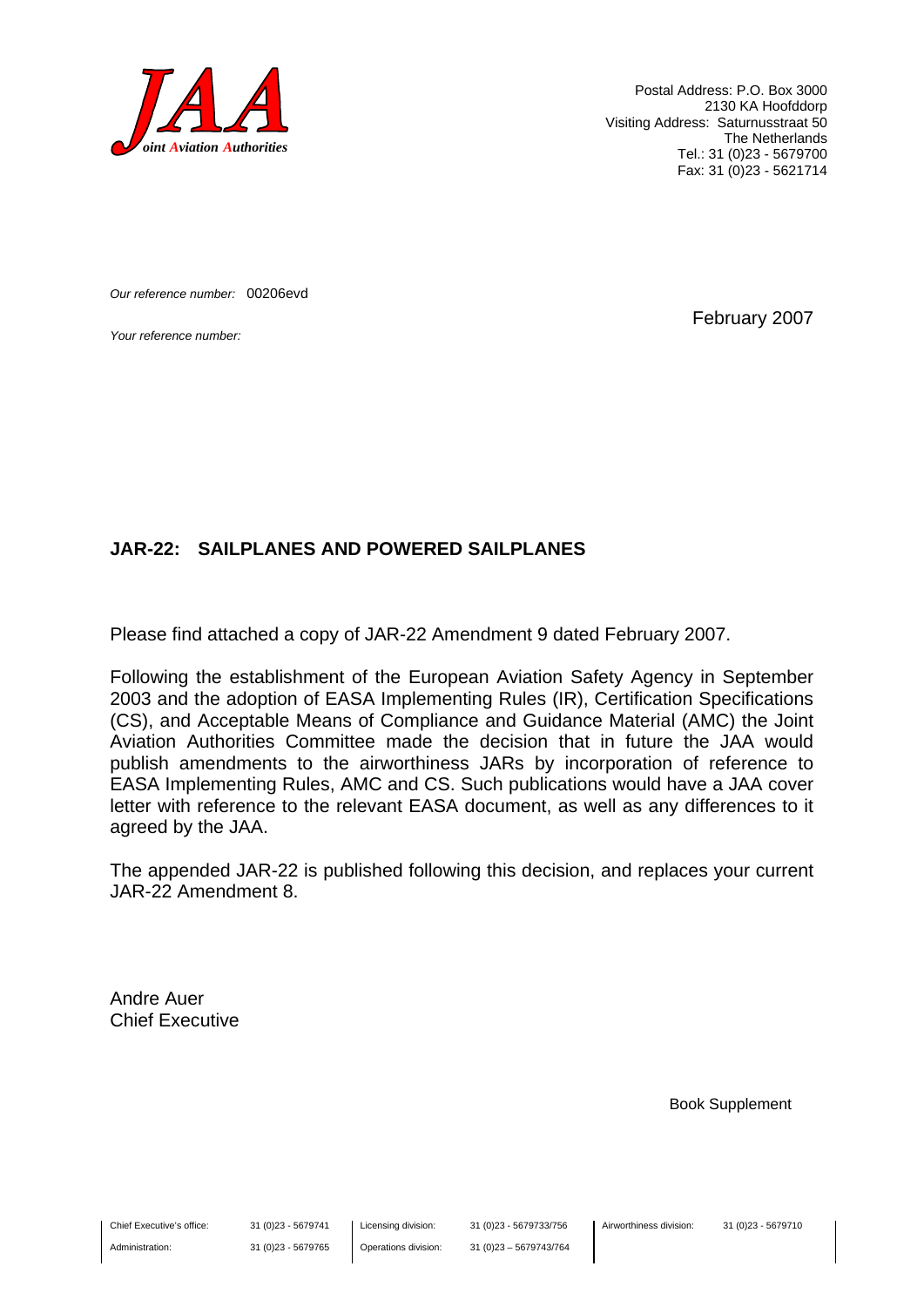**JAA**
*Joint Aviation Authorities*

Postal Address: P.O. Box 3000
2130 KA Hoofddorp
Visiting Address: Saturnusstraat 50
The Netherlands
Tel.: 31 (0)23 - 5679700
Fax: 31 (0)23 - 5621714

*Our reference number:* 00206evd

*Your reference number:*

February 2007

**JAR-22: SAILPLANES AND POWERED SAILPLANES**

Please find attached a copy of JAR-22 Amendment 9 dated February 2007.

Following the establishment of the European Aviation Safety Agency in September 2003 and the adoption of EASA Implementing Rules (IR), Certification Specifications (CS), and Acceptable Means of Compliance and Guidance Material (AMC) the Joint Aviation Authorities Committee made the decision that in future the JAA would publish amendments to the airworthiness JARs by incorporation of reference to EASA Implementing Rules, AMC and CS. Such publications would have a JAA cover letter with reference to the relevant EASA document, as well as any differences to it agreed by the JAA.

The appended JAR-22 is published following this decision, and replaces your current JAR-22 Amendment 8.

Andre Auer
Chief Executive

Book Supplement

| | | | | | |
|---|---|---|---|---|---|
| Chief Executive's office: | 31 (0)23 - 5679741 | Licensing division: | 31 (0)23 - 5679733/756 | Airworthiness division: | 31 (0)23 - 5679710 |
| Administration: | 31 (0)23 - 5679765 | Operations division: | 31 (0)23 – 5679743/764 | | |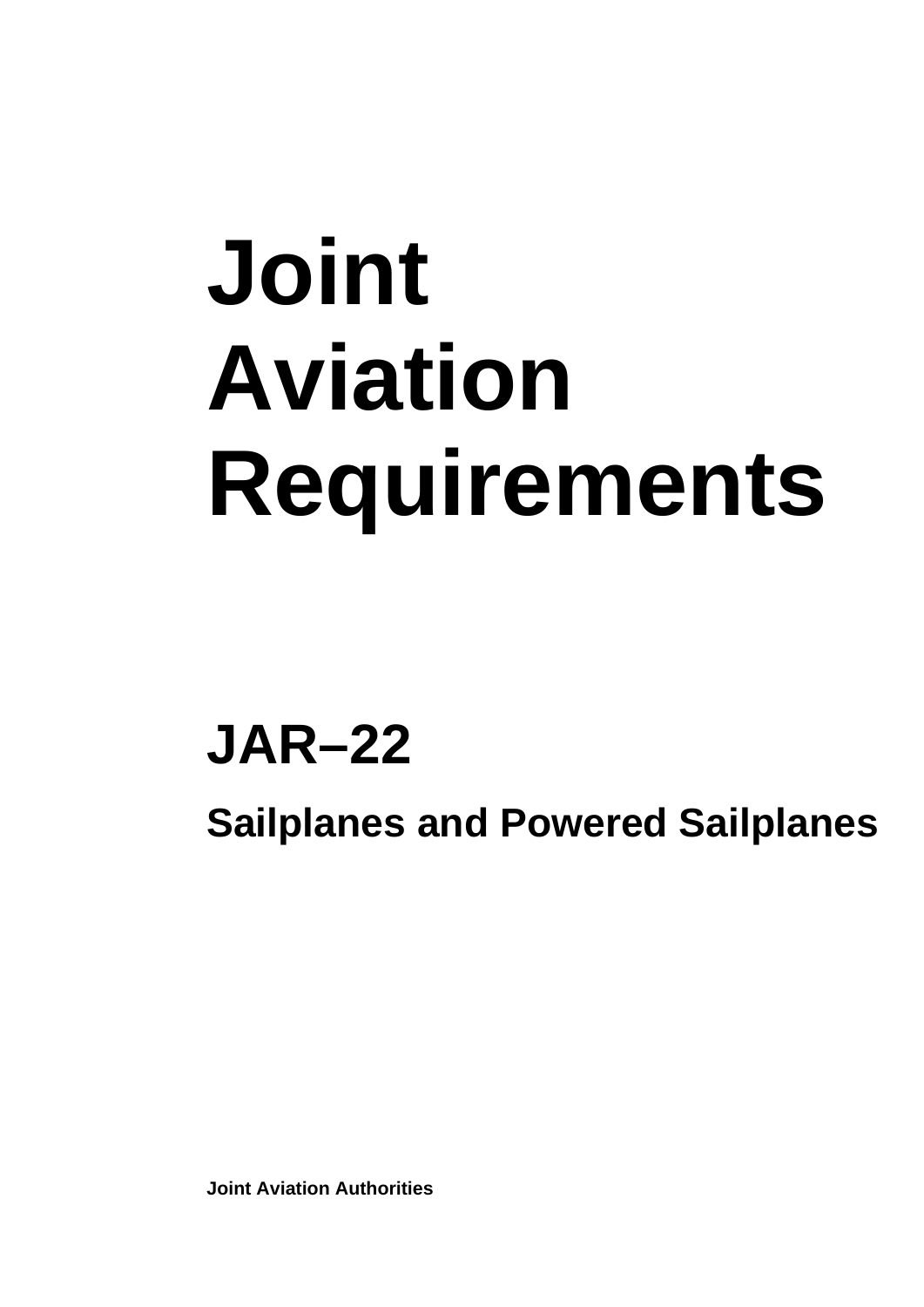# Joint Aviation Requirements

## JAR–22

### Sailplanes and Powered Sailplanes

**Joint Aviation Authorities**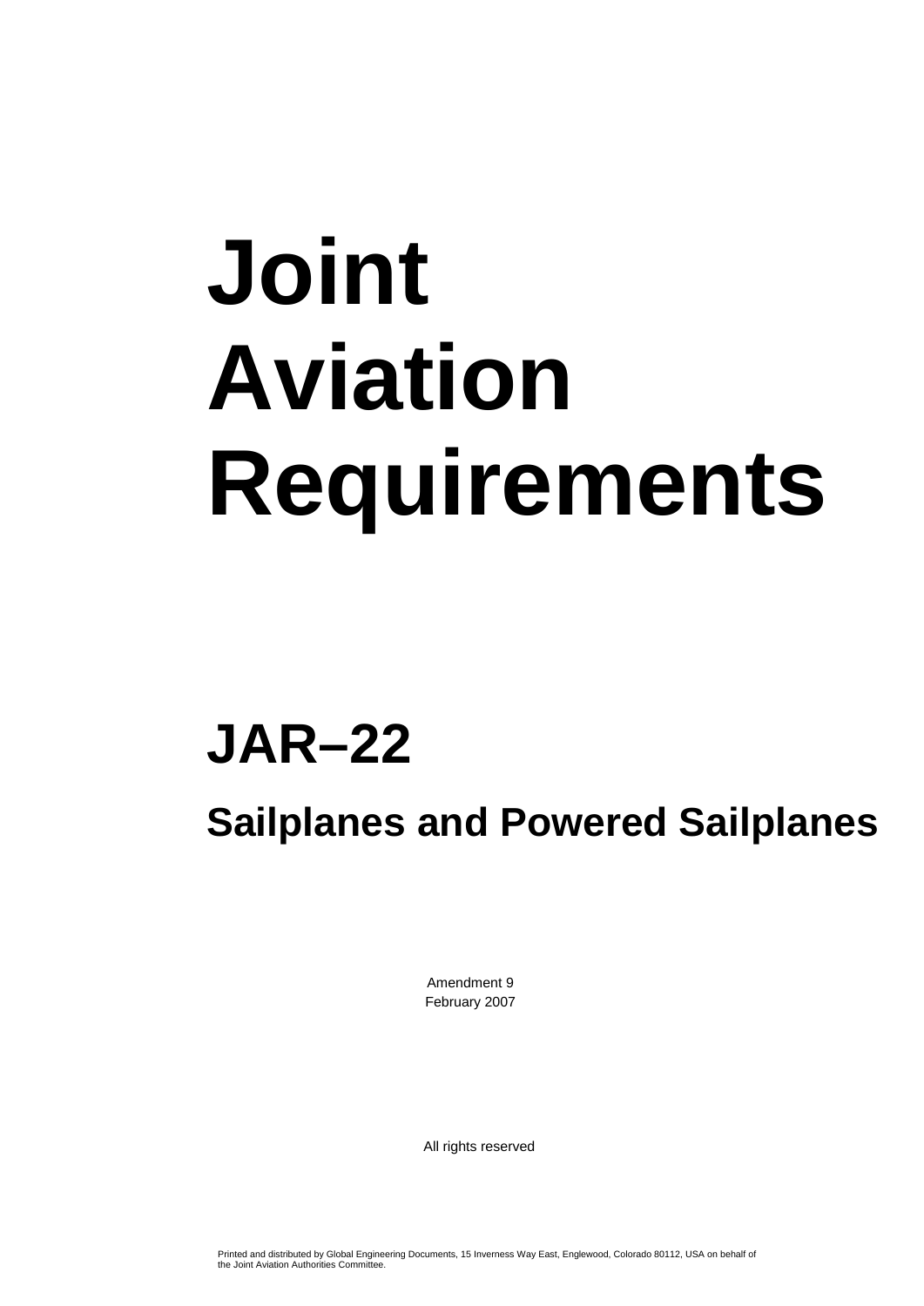# Joint Aviation Requirements

# JAR–22

## Sailplanes and Powered Sailplanes

Amendment 9
February 2007

All rights reserved

Printed and distributed by Global Engineering Documents, 15 Inverness Way East, Englewood, Colorado 80112, USA on behalf of the Joint Aviation Authorities Committee.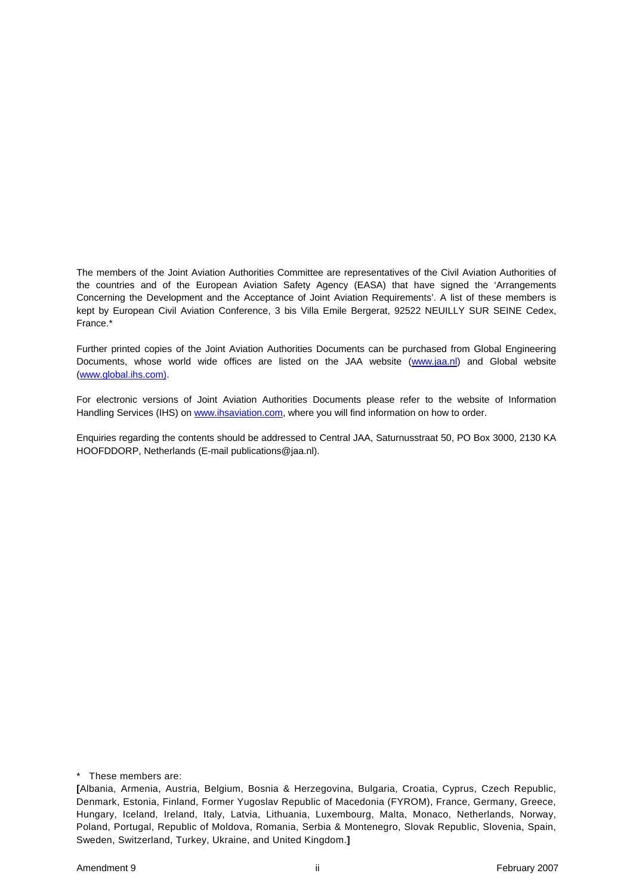The members of the Joint Aviation Authorities Committee are representatives of the Civil Aviation Authorities of the countries and of the European Aviation Safety Agency (EASA) that have signed the 'Arrangements Concerning the Development and the Acceptance of Joint Aviation Requirements'. A list of these members is kept by European Civil Aviation Conference, 3 bis Villa Emile Bergerat, 92522 NEUILLY SUR SEINE Cedex, France.*

Further printed copies of the Joint Aviation Authorities Documents can be purchased from Global Engineering Documents, whose world wide offices are listed on the JAA website (www.jaa.nl) and Global website (www.global.ihs.com).

For electronic versions of Joint Aviation Authorities Documents please refer to the website of Information Handling Services (IHS) on www.ihsaviation.com, where you will find information on how to order.

Enquiries regarding the contents should be addressed to Central JAA, Saturnusstraat 50, PO Box 3000, 2130 KA HOOFDDORP, Netherlands (E-mail publications@jaa.nl).

\* These members are:

**[**Albania, Armenia, Austria, Belgium, Bosnia & Herzegovina, Bulgaria, Croatia, Cyprus, Czech Republic, Denmark, Estonia, Finland, Former Yugoslav Republic of Macedonia (FYROM), France, Germany, Greece, Hungary, Iceland, Ireland, Italy, Latvia, Lithuania, Luxembourg, Malta, Monaco, Netherlands, Norway, Poland, Portugal, Republic of Moldova, Romania, Serbia & Montenegro, Slovak Republic, Slovenia, Spain, Sweden, Switzerland, Turkey, Ukraine, and United Kingdom.**]**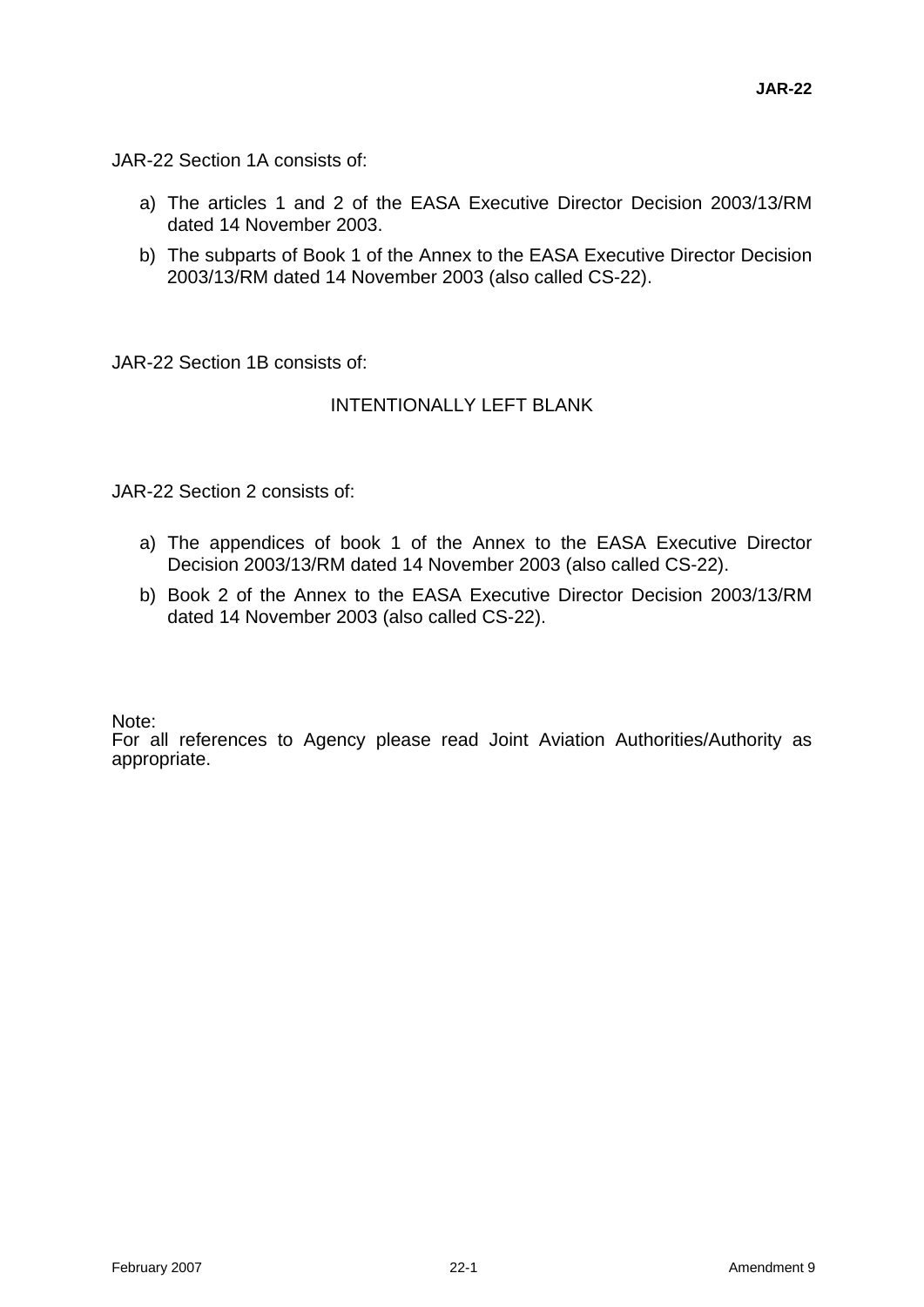JAR-22 Section 1A consists of:

a) The articles 1 and 2 of the EASA Executive Director Decision 2003/13/RM dated 14 November 2003.

b) The subparts of Book 1 of the Annex to the EASA Executive Director Decision 2003/13/RM dated 14 November 2003 (also called CS-22).

JAR-22 Section 1B consists of:

INTENTIONALLY LEFT BLANK

JAR-22 Section 2 consists of:

a) The appendices of book 1 of the Annex to the EASA Executive Director Decision 2003/13/RM dated 14 November 2003 (also called CS-22).

b) Book 2 of the Annex to the EASA Executive Director Decision 2003/13/RM dated 14 November 2003 (also called CS-22).

Note:
For all references to Agency please read Joint Aviation Authorities/Authority as appropriate.